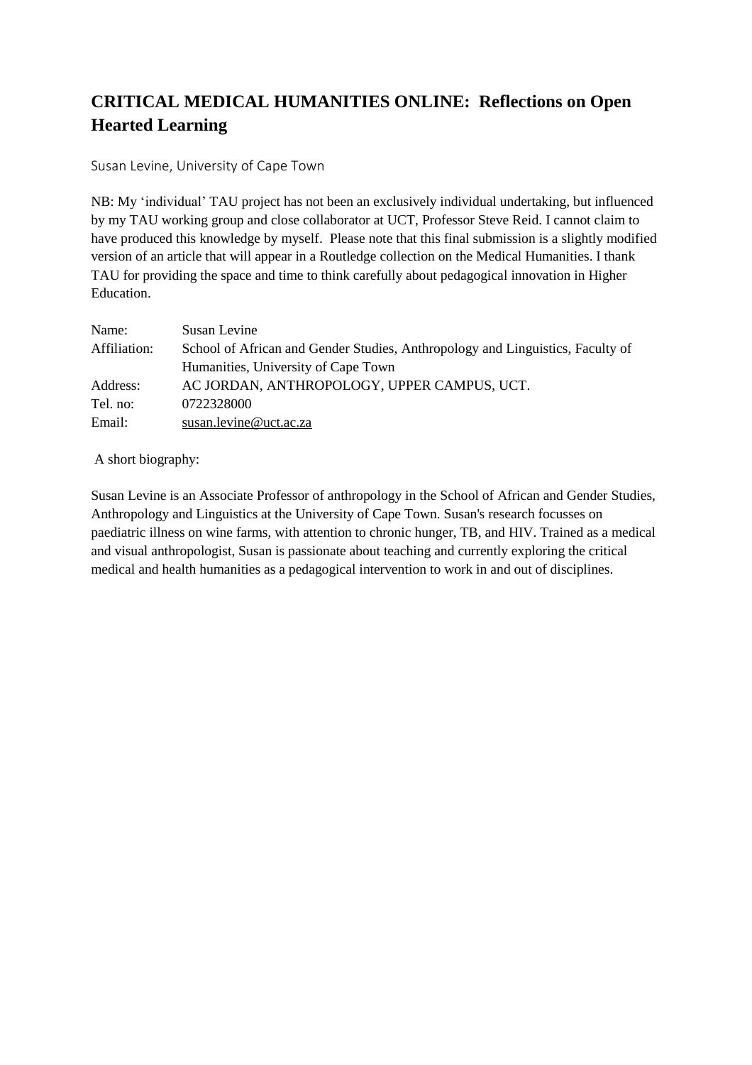# CRITICAL MEDICAL HUMANITIES ONLINE: Reflections on Open Hearted Learning

Susan Levine, University of Cape Town

NB: My 'individual' TAU project has not been an exclusively individual undertaking, but influenced by my TAU working group and close collaborator at UCT, Professor Steve Reid. I cannot claim to have produced this knowledge by myself. Please note that this final submission is a slightly modified version of an article that will appear in a Routledge collection on the Medical Humanities. I thank TAU for providing the space and time to think carefully about pedagogical innovation in Higher Education.

| | |
|---|---|
| Name: | Susan Levine |
| Affiliation: | School of African and Gender Studies, Anthropology and Linguistics, Faculty of Humanities, University of Cape Town |
| Address: | AC JORDAN, ANTHROPOLOGY, UPPER CAMPUS, UCT. |
| Tel. no: | 0722328000 |
| Email: | susan.levine@uct.ac.za |

A short biography:

Susan Levine is an Associate Professor of anthropology in the School of African and Gender Studies, Anthropology and Linguistics at the University of Cape Town. Susan's research focusses on paediatric illness on wine farms, with attention to chronic hunger, TB, and HIV. Trained as a medical and visual anthropologist, Susan is passionate about teaching and currently exploring the critical medical and health humanities as a pedagogical intervention to work in and out of disciplines.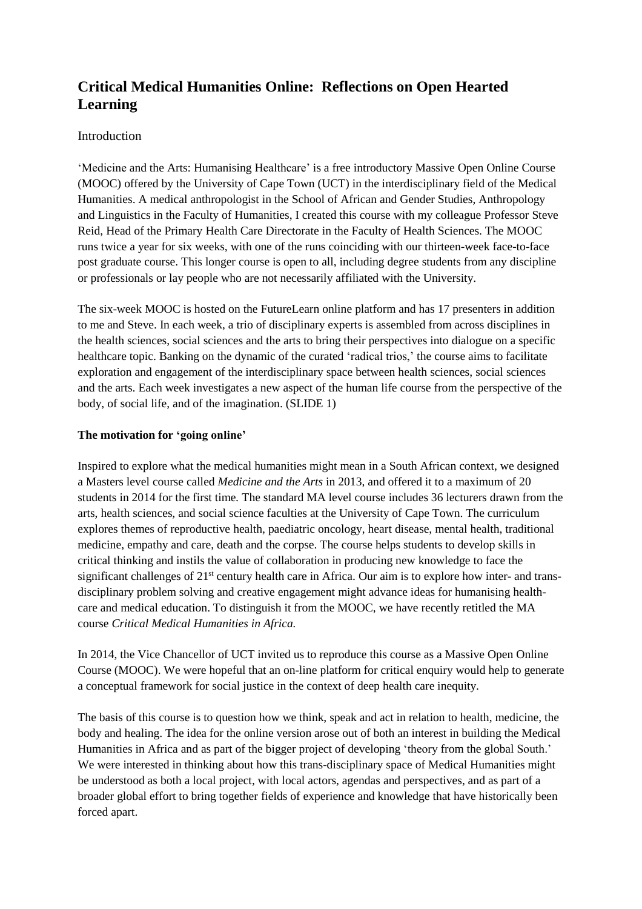# Critical Medical Humanities Online: Reflections on Open Hearted Learning

## Introduction

'Medicine and the Arts: Humanising Healthcare' is a free introductory Massive Open Online Course (MOOC) offered by the University of Cape Town (UCT) in the interdisciplinary field of the Medical Humanities. A medical anthropologist in the School of African and Gender Studies, Anthropology and Linguistics in the Faculty of Humanities, I created this course with my colleague Professor Steve Reid, Head of the Primary Health Care Directorate in the Faculty of Health Sciences. The MOOC runs twice a year for six weeks, with one of the runs coinciding with our thirteen-week face-to-face post graduate course. This longer course is open to all, including degree students from any discipline or professionals or lay people who are not necessarily affiliated with the University.

The six-week MOOC is hosted on the FutureLearn online platform and has 17 presenters in addition to me and Steve. In each week, a trio of disciplinary experts is assembled from across disciplines in the health sciences, social sciences and the arts to bring their perspectives into dialogue on a specific healthcare topic. Banking on the dynamic of the curated 'radical trios,' the course aims to facilitate exploration and engagement of the interdisciplinary space between health sciences, social sciences and the arts. Each week investigates a new aspect of the human life course from the perspective of the body, of social life, and of the imagination. (SLIDE 1)

**The motivation for 'going online'**

Inspired to explore what the medical humanities might mean in a South African context, we designed a Masters level course called *Medicine and the Arts* in 2013, and offered it to a maximum of 20 students in 2014 for the first time. The standard MA level course includes 36 lecturers drawn from the arts, health sciences, and social science faculties at the University of Cape Town. The curriculum explores themes of reproductive health, paediatric oncology, heart disease, mental health, traditional medicine, empathy and care, death and the corpse. The course helps students to develop skills in critical thinking and instils the value of collaboration in producing new knowledge to face the significant challenges of 21st century health care in Africa. Our aim is to explore how inter- and trans-disciplinary problem solving and creative engagement might advance ideas for humanising health-care and medical education. To distinguish it from the MOOC, we have recently retitled the MA course *Critical Medical Humanities in Africa.*

In 2014, the Vice Chancellor of UCT invited us to reproduce this course as a Massive Open Online Course (MOOC). We were hopeful that an on-line platform for critical enquiry would help to generate a conceptual framework for social justice in the context of deep health care inequity.

The basis of this course is to question how we think, speak and act in relation to health, medicine, the body and healing. The idea for the online version arose out of both an interest in building the Medical Humanities in Africa and as part of the bigger project of developing 'theory from the global South.' We were interested in thinking about how this trans-disciplinary space of Medical Humanities might be understood as both a local project, with local actors, agendas and perspectives, and as part of a broader global effort to bring together fields of experience and knowledge that have historically been forced apart.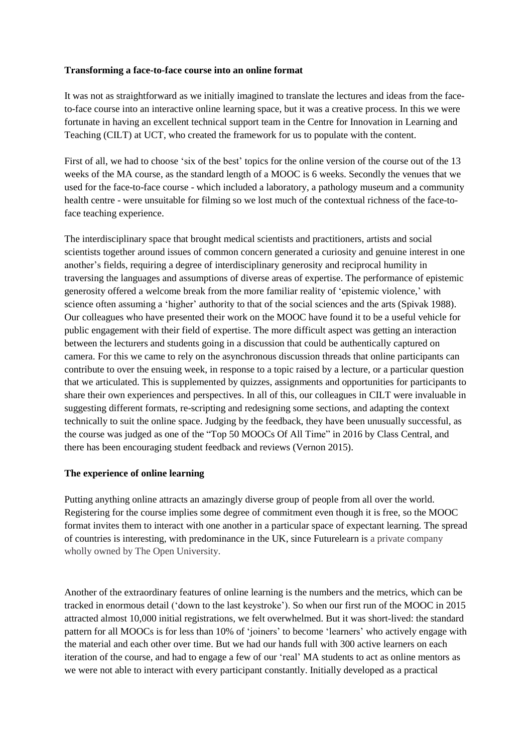**Transforming a face-to-face course into an online format**

It was not as straightforward as we initially imagined to translate the lectures and ideas from the face-to-face course into an interactive online learning space, but it was a creative process. In this we were fortunate in having an excellent technical support team in the Centre for Innovation in Learning and Teaching (CILT) at UCT, who created the framework for us to populate with the content.

First of all, we had to choose 'six of the best' topics for the online version of the course out of the 13 weeks of the MA course, as the standard length of a MOOC is 6 weeks. Secondly the venues that we used for the face-to-face course - which included a laboratory, a pathology museum and a community health centre - were unsuitable for filming so we lost much of the contextual richness of the face-to-face teaching experience.

The interdisciplinary space that brought medical scientists and practitioners, artists and social scientists together around issues of common concern generated a curiosity and genuine interest in one another's fields, requiring a degree of interdisciplinary generosity and reciprocal humility in traversing the languages and assumptions of diverse areas of expertise. The performance of epistemic generosity offered a welcome break from the more familiar reality of 'epistemic violence,' with science often assuming a 'higher' authority to that of the social sciences and the arts (Spivak 1988). Our colleagues who have presented their work on the MOOC have found it to be a useful vehicle for public engagement with their field of expertise. The more difficult aspect was getting an interaction between the lecturers and students going in a discussion that could be authentically captured on camera. For this we came to rely on the asynchronous discussion threads that online participants can contribute to over the ensuing week, in response to a topic raised by a lecture, or a particular question that we articulated. This is supplemented by quizzes, assignments and opportunities for participants to share their own experiences and perspectives. In all of this, our colleagues in CILT were invaluable in suggesting different formats, re-scripting and redesigning some sections, and adapting the context technically to suit the online space. Judging by the feedback, they have been unusually successful, as the course was judged as one of the "Top 50 MOOCs Of All Time" in 2016 by Class Central, and there has been encouraging student feedback and reviews (Vernon 2015).

**The experience of online learning**

Putting anything online attracts an amazingly diverse group of people from all over the world. Registering for the course implies some degree of commitment even though it is free, so the MOOC format invites them to interact with one another in a particular space of expectant learning. The spread of countries is interesting, with predominance in the UK, since Futurelearn is a private company wholly owned by The Open University.

Another of the extraordinary features of online learning is the numbers and the metrics, which can be tracked in enormous detail ('down to the last keystroke'). So when our first run of the MOOC in 2015 attracted almost 10,000 initial registrations, we felt overwhelmed. But it was short-lived: the standard pattern for all MOOCs is for less than 10% of 'joiners' to become 'learners' who actively engage with the material and each other over time. But we had our hands full with 300 active learners on each iteration of the course, and had to engage a few of our 'real' MA students to act as online mentors as we were not able to interact with every participant constantly. Initially developed as a practical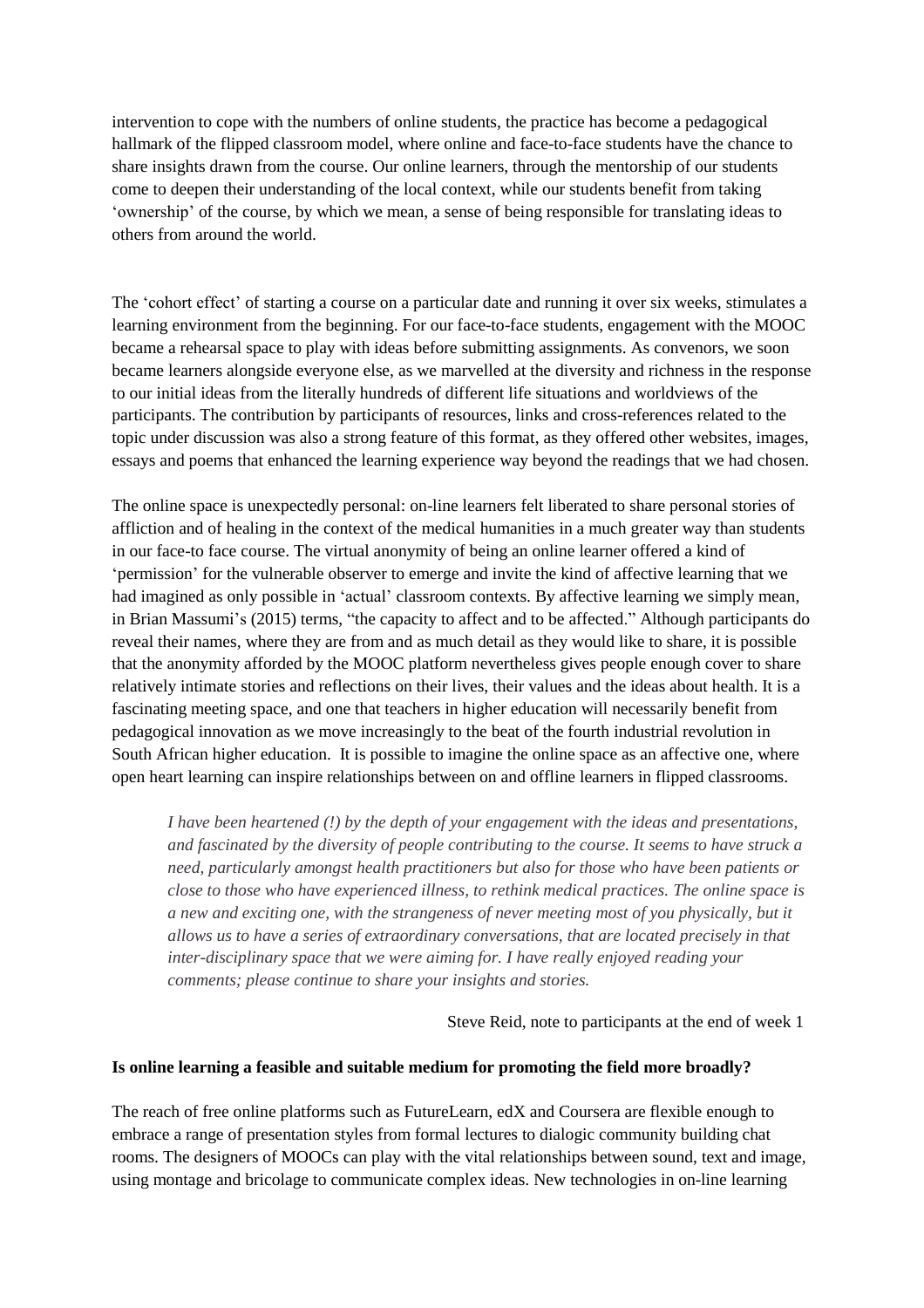intervention to cope with the numbers of online students, the practice has become a pedagogical hallmark of the flipped classroom model, where online and face-to-face students have the chance to share insights drawn from the course. Our online learners, through the mentorship of our students come to deepen their understanding of the local context, while our students benefit from taking 'ownership' of the course, by which we mean, a sense of being responsible for translating ideas to others from around the world.

The 'cohort effect' of starting a course on a particular date and running it over six weeks, stimulates a learning environment from the beginning. For our face-to-face students, engagement with the MOOC became a rehearsal space to play with ideas before submitting assignments. As convenors, we soon became learners alongside everyone else, as we marvelled at the diversity and richness in the response to our initial ideas from the literally hundreds of different life situations and worldviews of the participants. The contribution by participants of resources, links and cross-references related to the topic under discussion was also a strong feature of this format, as they offered other websites, images, essays and poems that enhanced the learning experience way beyond the readings that we had chosen.

The online space is unexpectedly personal: on-line learners felt liberated to share personal stories of affliction and of healing in the context of the medical humanities in a much greater way than students in our face-to face course. The virtual anonymity of being an online learner offered a kind of 'permission' for the vulnerable observer to emerge and invite the kind of affective learning that we had imagined as only possible in 'actual' classroom contexts. By affective learning we simply mean, in Brian Massumi's (2015) terms, "the capacity to affect and to be affected." Although participants do reveal their names, where they are from and as much detail as they would like to share, it is possible that the anonymity afforded by the MOOC platform nevertheless gives people enough cover to share relatively intimate stories and reflections on their lives, their values and the ideas about health. It is a fascinating meeting space, and one that teachers in higher education will necessarily benefit from pedagogical innovation as we move increasingly to the beat of the fourth industrial revolution in South African higher education. It is possible to imagine the online space as an affective one, where open heart learning can inspire relationships between on and offline learners in flipped classrooms.

> *I have been heartened (!) by the depth of your engagement with the ideas and presentations, and fascinated by the diversity of people contributing to the course. It seems to have struck a need, particularly amongst health practitioners but also for those who have been patients or close to those who have experienced illness, to rethink medical practices. The online space is a new and exciting one, with the strangeness of never meeting most of you physically, but it allows us to have a series of extraordinary conversations, that are located precisely in that inter-disciplinary space that we were aiming for. I have really enjoyed reading your comments; please continue to share your insights and stories.*
>
> Steve Reid, note to participants at the end of week 1

**Is online learning a feasible and suitable medium for promoting the field more broadly?**

The reach of free online platforms such as FutureLearn, edX and Coursera are flexible enough to embrace a range of presentation styles from formal lectures to dialogic community building chat rooms. The designers of MOOCs can play with the vital relationships between sound, text and image, using montage and bricolage to communicate complex ideas. New technologies in on-line learning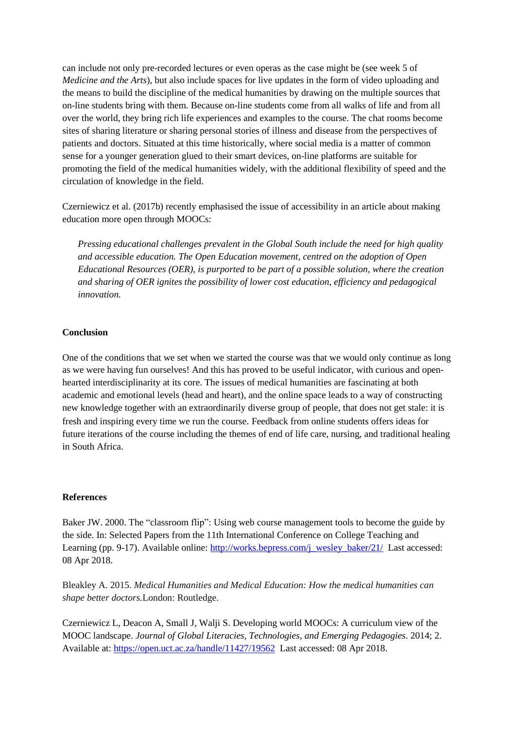can include not only pre-recorded lectures or even operas as the case might be (see week 5 of *Medicine and the Arts*), but also include spaces for live updates in the form of video uploading and the means to build the discipline of the medical humanities by drawing on the multiple sources that on-line students bring with them. Because on-line students come from all walks of life and from all over the world, they bring rich life experiences and examples to the course. The chat rooms become sites of sharing literature or sharing personal stories of illness and disease from the perspectives of patients and doctors. Situated at this time historically, where social media is a matter of common sense for a younger generation glued to their smart devices, on-line platforms are suitable for promoting the field of the medical humanities widely, with the additional flexibility of speed and the circulation of knowledge in the field.

Czerniewicz et al. (2017b) recently emphasised the issue of accessibility in an article about making education more open through MOOCs:

> *Pressing educational challenges prevalent in the Global South include the need for high quality and accessible education. The Open Education movement, centred on the adoption of Open Educational Resources (OER), is purported to be part of a possible solution, where the creation and sharing of OER ignites the possibility of lower cost education, efficiency and pedagogical innovation.*

## Conclusion

One of the conditions that we set when we started the course was that we would only continue as long as we were having fun ourselves! And this has proved to be useful indicator, with curious and open-hearted interdisciplinarity at its core. The issues of medical humanities are fascinating at both academic and emotional levels (head and heart), and the online space leads to a way of constructing new knowledge together with an extraordinarily diverse group of people, that does not get stale: it is fresh and inspiring every time we run the course. Feedback from online students offers ideas for future iterations of the course including the themes of end of life care, nursing, and traditional healing in South Africa.

## References

Baker JW. 2000. The "classroom flip": Using web course management tools to become the guide by the side. In: Selected Papers from the 11th International Conference on College Teaching and Learning (pp. 9-17). Available online: http://works.bepress.com/j_wesley_baker/21/ Last accessed: 08 Apr 2018.

Bleakley A. 2015. *Medical Humanities and Medical Education: How the medical humanities can shape better doctors.*London: Routledge.

Czerniewicz L, Deacon A, Small J, Walji S. Developing world MOOCs: A curriculum view of the MOOC landscape. *Journal of Global Literacies, Technologies, and Emerging Pedagogies*. 2014; 2. Available at: https://open.uct.ac.za/handle/11427/19562 Last accessed: 08 Apr 2018.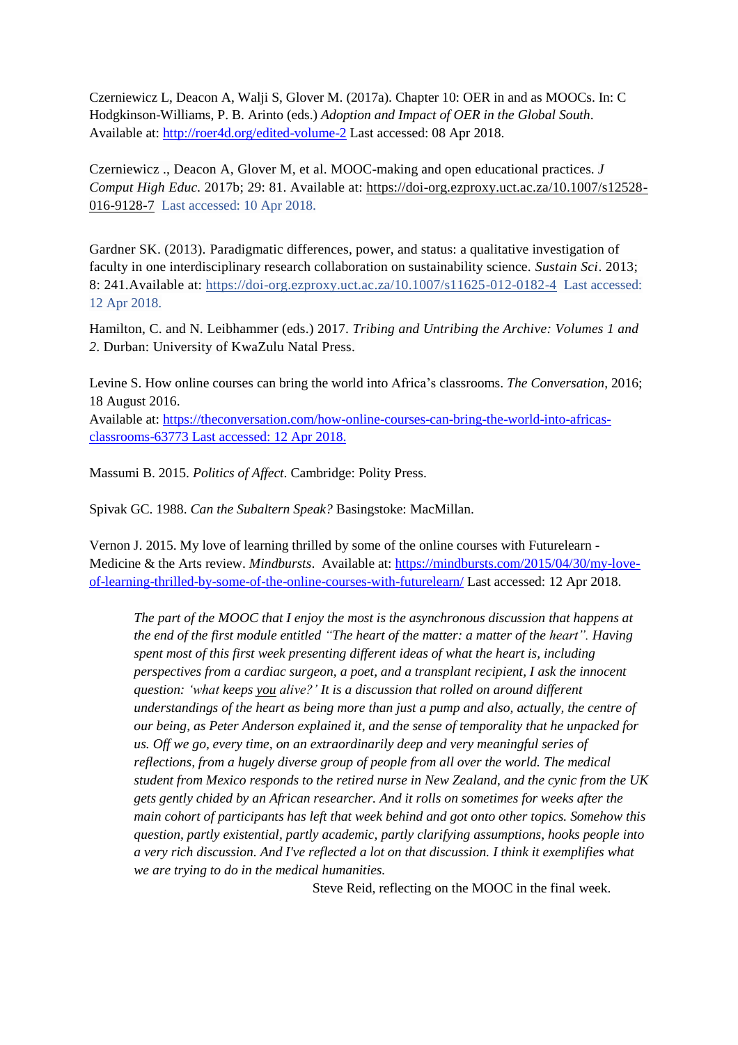Czerniewicz L, Deacon A, Walji S, Glover M. (2017a). Chapter 10: OER in and as MOOCs. In: C Hodgkinson-Williams, P. B. Arinto (eds.) *Adoption and Impact of OER in the Global South*. Available at: http://roer4d.org/edited-volume-2 Last accessed: 08 Apr 2018.

Czerniewicz ., Deacon A, Glover M, et al. MOOC-making and open educational practices. *J Comput High Educ.* 2017b; 29: 81. Available at: https://doi-org.ezproxy.uct.ac.za/10.1007/s12528-016-9128-7 Last accessed: 10 Apr 2018.

Gardner SK. (2013). Paradigmatic differences, power, and status: a qualitative investigation of faculty in one interdisciplinary research collaboration on sustainability science. *Sustain Sci*. 2013; 8: 241.Available at: https://doi-org.ezproxy.uct.ac.za/10.1007/s11625-012-0182-4 Last accessed: 12 Apr 2018.

Hamilton, C. and N. Leibhammer (eds.) 2017. *Tribing and Untribing the Archive: Volumes 1 and 2*. Durban: University of KwaZulu Natal Press.

Levine S. How online courses can bring the world into Africa's classrooms. *The Conversation*, 2016; 18 August 2016.
Available at: https://theconversation.com/how-online-courses-can-bring-the-world-into-africas-classrooms-63773 Last accessed: 12 Apr 2018.

Massumi B. 2015. *Politics of Affect*. Cambridge: Polity Press.

Spivak GC. 1988. *Can the Subaltern Speak?* Basingstoke: MacMillan.

Vernon J. 2015. My love of learning thrilled by some of the online courses with Futurelearn - Medicine & the Arts review. *Mindbursts*. Available at: https://mindbursts.com/2015/04/30/my-love-of-learning-thrilled-by-some-of-the-online-courses-with-futurelearn/ Last accessed: 12 Apr 2018.

> *The part of the MOOC that I enjoy the most is the asynchronous discussion that happens at the end of the first module entitled "The heart of the matter: a matter of the heart". Having spent most of this first week presenting different ideas of what the heart is, including perspectives from a cardiac surgeon, a poet, and a transplant recipient, I ask the innocent question: 'what keeps you alive?' It is a discussion that rolled on around different understandings of the heart as being more than just a pump and also, actually, the centre of our being, as Peter Anderson explained it, and the sense of temporality that he unpacked for us. Off we go, every time, on an extraordinarily deep and very meaningful series of reflections, from a hugely diverse group of people from all over the world. The medical student from Mexico responds to the retired nurse in New Zealand, and the cynic from the UK gets gently chided by an African researcher. And it rolls on sometimes for weeks after the main cohort of participants has left that week behind and got onto other topics. Somehow this question, partly existential, partly academic, partly clarifying assumptions, hooks people into a very rich discussion. And I've reflected a lot on that discussion. I think it exemplifies what we are trying to do in the medical humanities.*
>
> Steve Reid, reflecting on the MOOC in the final week.